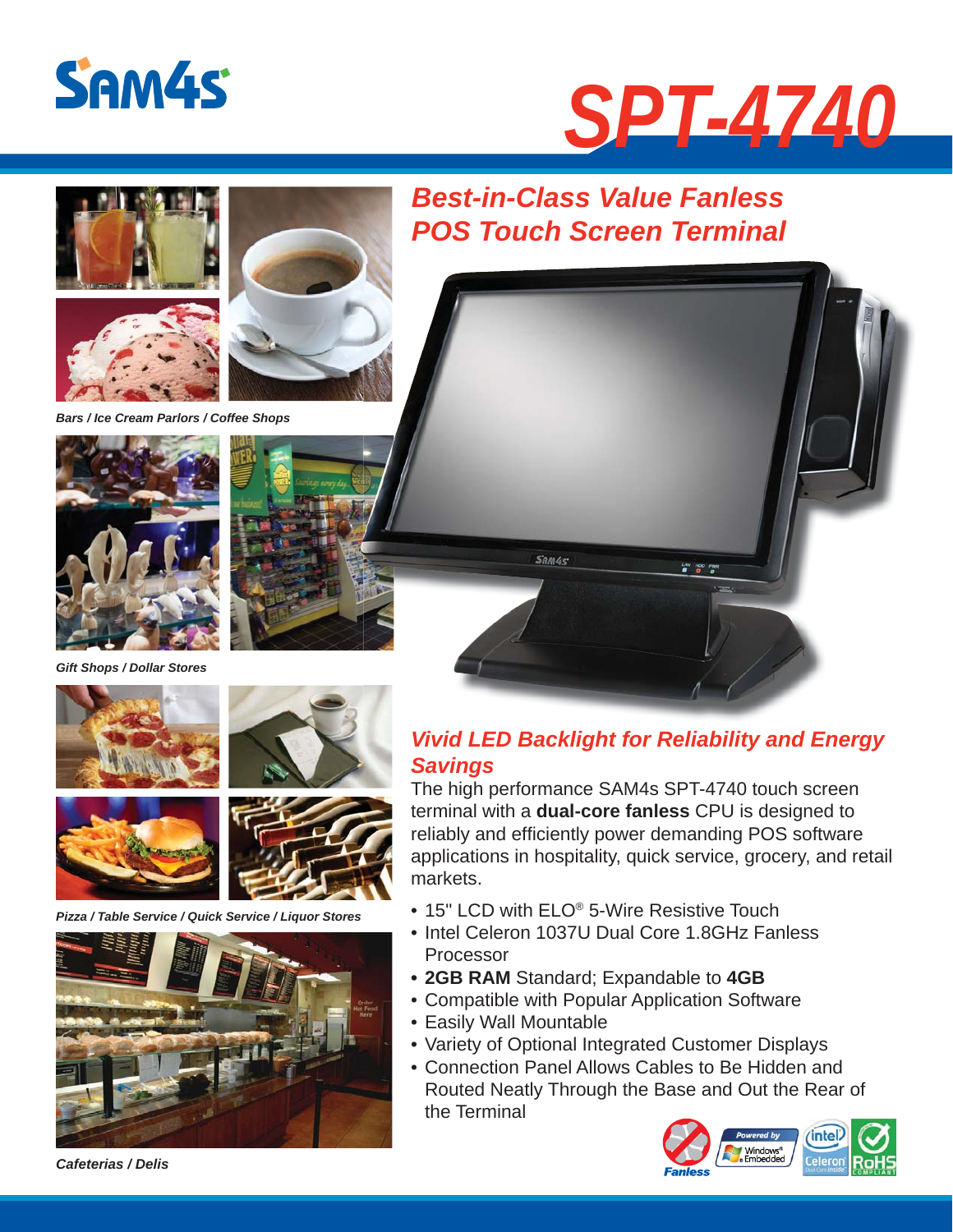# SAM4S

# SPT-4740

## *Best-in-Class Value Fanless POS Touch Screen Terminal*

*Bars / Ice Cream Parlors / Coffee Shops*

*Gift Shops / Dollar Stores*

*Pizza / Table Service / Quick Service / Liquor Stores*

*Cafeterias / Delis*

### *Vivid LED Backlight for Reliability and Energy Savings*

The high performance SAM4s SPT-4740 touch screen terminal with a **dual-core fanless** CPU is designed to reliably and efficiently power demanding POS software applications in hospitality, quick service, grocery, and retail markets.

- 15" LCD with ELO® 5-Wire Resistive Touch
- Intel Celeron 1037U Dual Core 1.8GHz Fanless Processor
- **2GB RAM** Standard; Expandable to **4GB**
- Compatible with Popular Application Software
- Easily Wall Mountable
- Variety of Optional Integrated Customer Displays
- Connection Panel Allows Cables to Be Hidden and Routed Neatly Through the Base and Out the Rear of the Terminal

Fanless | Powered by Windows® Embedded | intel Celeron Dual-Core inside | RoHS COMPLIANT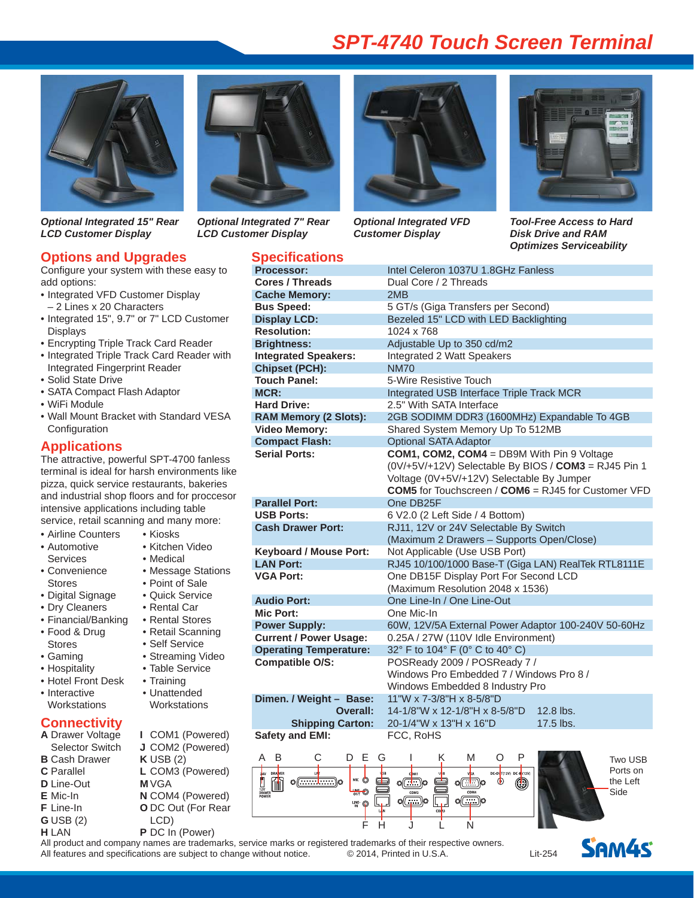# SPT-4740 Touch Screen Terminal

*Optional Integrated 15" Rear LCD Customer Display*

*Optional Integrated 7" Rear LCD Customer Display*

*Optional Integrated VFD Customer Display*

*Tool-Free Access to Hard Disk Drive and RAM Optimizes Serviceability*

## Options and Upgrades

Configure your system with these easy to add options:

- Integrated VFD Customer Display
  – 2 Lines x 20 Characters
- Integrated 15", 9.7" or 7" LCD Customer Displays
- Encrypting Triple Track Card Reader
- Integrated Triple Track Card Reader with Integrated Fingerprint Reader
- Solid State Drive
- SATA Compact Flash Adaptor
- WiFi Module
- Wall Mount Bracket with Standard VESA Configuration

## Applications

The attractive, powerful SPT-4700 fanless terminal is ideal for harsh environments like pizza, quick service restaurants, bakeries and industrial shop floors and for proccesor intensive applications including table service, retail scanning and many more:

- Airline Counters
- Automotive Services
- Convenience Stores
- Digital Signage
- Dry Cleaners
- Financial/Banking
- Food & Drug Stores
- Gaming
- Hospitality
- Hotel Front Desk
- Interactive Workstations
- Kiosks
- Kitchen Video
- Medical
- Message Stations
- Point of Sale
- Quick Service
- Rental Car
- Rental Stores
- Retail Scanning
- Self Service
- Streaming Video
- Table Service
- Training
- Unattended Workstations

## Connectivity

**A** Drawer Voltage Selector Switch
**B** Cash Drawer
**C** Parallel
**D** Line-Out
**E** Mic-In
**F** Line-In
**G** USB (2)
**H** LAN
**I** COM1 (Powered)
**J** COM2 (Powered)
**K** USB (2)
**L** COM3 (Powered)
**M** VGA
**N** COM4 (Powered)
**O** DC Out (For Rear LCD)
**P** DC In (Power)

Two USB Ports on the Left Side

## Specifications

| | |
|---|---|
| **Processor:** | Intel Celeron 1037U 1.8GHz Fanless |
| **Cores / Threads** | Dual Core / 2 Threads |
| **Cache Memory:** | 2MB |
| **Bus Speed:** | 5 GT/s (Giga Transfers per Second) |
| **Display LCD:** | Bezeled 15" LCD with LED Backlighting |
| **Resolution:** | 1024 x 768 |
| **Brightness:** | Adjustable Up to 350 cd/m2 |
| **Integrated Speakers:** | Integrated 2 Watt Speakers |
| **Chipset (PCH):** | NM70 |
| **Touch Panel:** | 5-Wire Resistive Touch |
| **MCR:** | Integrated USB Interface Triple Track MCR |
| **Hard Drive:** | 2.5" With SATA Interface |
| **RAM Memory (2 Slots):** | 2GB SODIMM DDR3 (1600MHz) Expandable To 4GB |
| **Video Memory:** | Shared System Memory Up To 512MB |
| **Compact Flash:** | Optional SATA Adaptor |
| **Serial Ports:** | **COM1, COM2, COM4** = DB9M With Pin 9 Voltage (0V/+5V/+12V) Selectable By BIOS / **COM3** = RJ45 Pin 1 Voltage (0V+5V/+12V) Selectable By Jumper **COM5** for Touchscreen / **COM6** = RJ45 for Customer VFD |
| **Parallel Port:** | One DB25F |
| **USB Ports:** | 6 V2.0 (2 Left Side / 4 Bottom) |
| **Cash Drawer Port:** | RJ11, 12V or 24V Selectable By Switch (Maximum 2 Drawers – Supports Open/Close) |
| **Keyboard / Mouse Port:** | Not Applicable (Use USB Port) |
| **LAN Port:** | RJ45 10/100/1000 Base-T (Giga LAN) RealTek RTL8111E |
| **VGA Port:** | One DB15F Display Port For Second LCD (Maximum Resolution 2048 x 1536) |
| **Audio Port:** | One Line-In / One Line-Out |
| **Mic Port:** | One Mic-In |
| **Power Supply:** | 60W, 12V/5A External Power Adaptor 100-240V 50-60Hz |
| **Current / Power Usage:** | 0.25A / 27W (110V Idle Environment) |
| **Operating Temperature:** | 32° F to 104° F (0° C to 40° C) |
| **Compatible O/S:** | POSReady 2009 / POSReady 7 / Windows Pro Embedded 7 / Windows Pro 8 / Windows Embedded 8 Industry Pro |
| **Dimen. / Weight – Base:** | 11"W x 7-3/8"H x 8-5/8"D |
| **Overall:** | 14-1/8"W x 12-1/8"H x 8-5/8"D 12.8 lbs. |
| **Shipping Carton:** | 20-1/4"W x 13"H x 16"D 17.5 lbs. |
| **Safety and EMI:** | FCC, RoHS |

All product and company names are trademarks, service marks or registered trademarks of their respective owners.
All features and specifications are subject to change without notice. © 2014, Printed in U.S.A. Lit-254

SAM4S